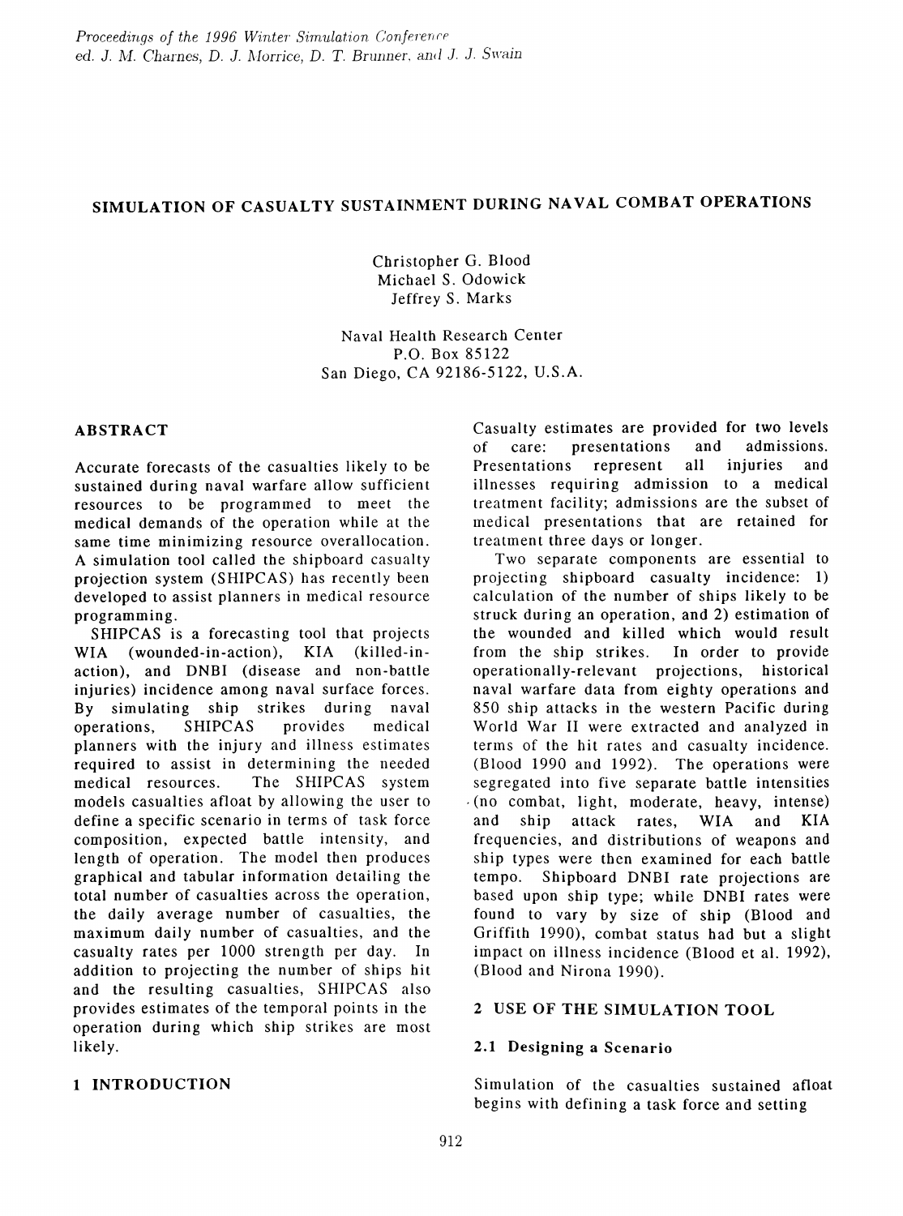# SIMULATION OF CASUALTY SUSTAINMENT DURING NAVAL COMBAT OPERATIONS

Christopher G. Blood
Michael S. Odowick
Jeffrey S. Marks

Naval Health Research Center
P.O. Box 85122
San Diego, CA 92186-5122, U.S.A.

## ABSTRACT

Accurate forecasts of the casualties likely to be sustained during naval warfare allow sufficient resources to be programmed to meet the medical demands of the operation while at the same time minimizing resource overallocation. A simulation tool called the shipboard casualty projection system (SHIPCAS) has recently been developed to assist planners in medical resource programming.

SHIPCAS is a forecasting tool that projects WIA (wounded-in-action), KIA (killed-in-action), and DNBI (disease and non-battle injuries) incidence among naval surface forces. By simulating ship strikes during naval operations, SHIPCAS provides medical planners with the injury and illness estimates required to assist in determining the needed medical resources. The SHIPCAS system models casualties afloat by allowing the user to define a specific scenario in terms of task force composition, expected battle intensity, and length of operation. The model then produces graphical and tabular information detailing the total number of casualties across the operation, the daily average number of casualties, the maximum daily number of casualties, and the casualty rates per 1000 strength per day. In addition to projecting the number of ships hit and the resulting casualties, SHIPCAS also provides estimates of the temporal points in the operation during which ship strikes are most likely.

## 1 INTRODUCTION

Casualty estimates are provided for two levels of care: presentations and admissions. Presentations represent all injuries and illnesses requiring admission to a medical treatment facility; admissions are the subset of medical presentations that are retained for treatment three days or longer.

Two separate components are essential to projecting shipboard casualty incidence: 1) calculation of the number of ships likely to be struck during an operation, and 2) estimation of the wounded and killed which would result from the ship strikes. In order to provide operationally-relevant projections, historical naval warfare data from eighty operations and 850 ship attacks in the western Pacific during World War II were extracted and analyzed in terms of the hit rates and casualty incidence. (Blood 1990 and 1992). The operations were segregated into five separate battle intensities (no combat, light, moderate, heavy, intense) and ship attack rates, WIA and KIA frequencies, and distributions of weapons and ship types were then examined for each battle tempo. Shipboard DNBI rate projections are based upon ship type; while DNBI rates were found to vary by size of ship (Blood and Griffith 1990), combat status had but a slight impact on illness incidence (Blood et al. 1992), (Blood and Nirona 1990).

## 2 USE OF THE SIMULATION TOOL

### 2.1 Designing a Scenario

Simulation of the casualties sustained afloat begins with defining a task force and setting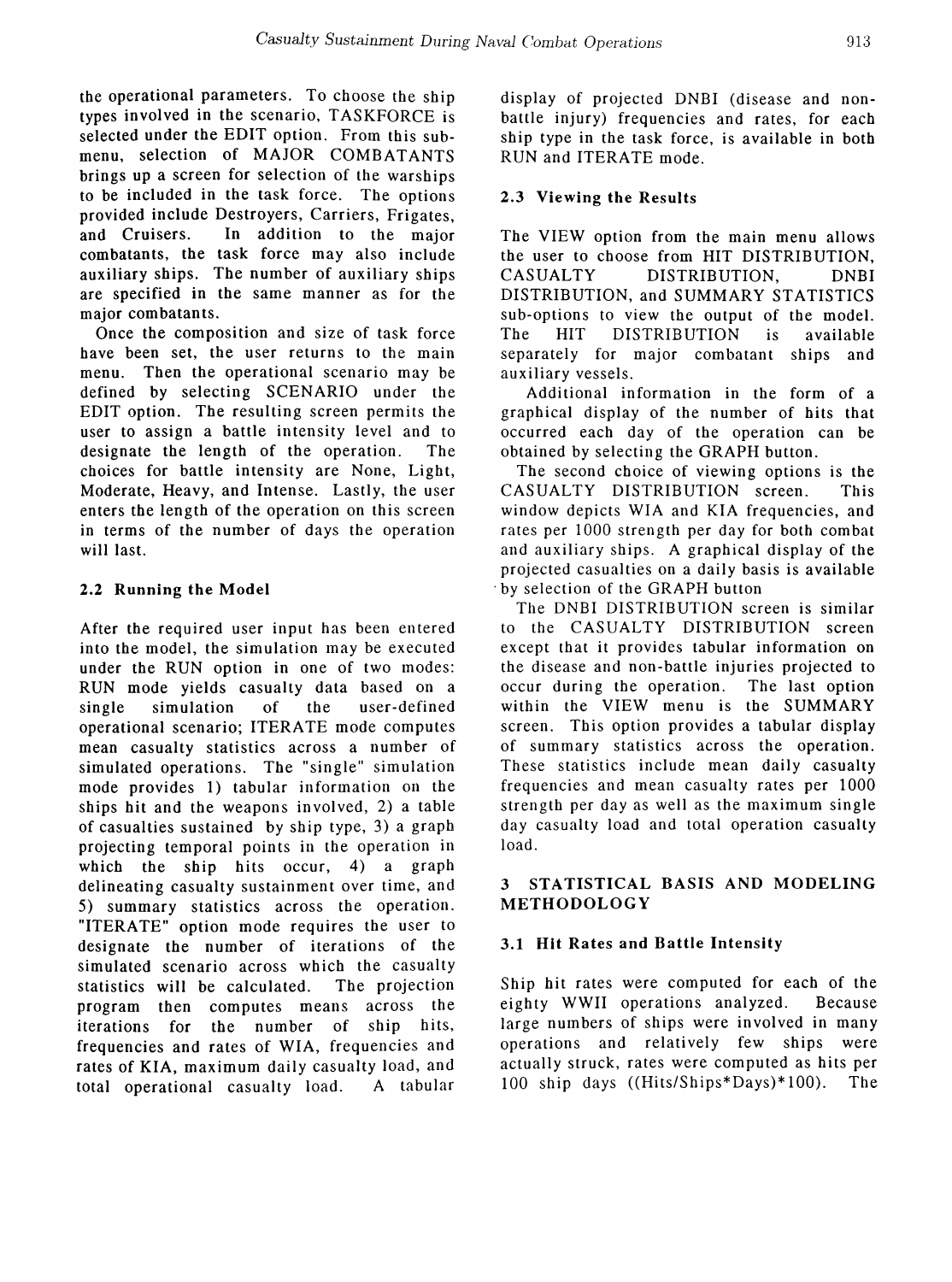the operational parameters. To choose the ship types involved in the scenario, TASKFORCE is selected under the EDIT option. From this sub-menu, selection of MAJOR COMBATANTS brings up a screen for selection of the warships to be included in the task force. The options provided include Destroyers, Carriers, Frigates, and Cruisers. In addition to the major combatants, the task force may also include auxiliary ships. The number of auxiliary ships are specified in the same manner as for the major combatants.

Once the composition and size of task force have been set, the user returns to the main menu. Then the operational scenario may be defined by selecting SCENARIO under the EDIT option. The resulting screen permits the user to assign a battle intensity level and to designate the length of the operation. The choices for battle intensity are None, Light, Moderate, Heavy, and Intense. Lastly, the user enters the length of the operation on this screen in terms of the number of days the operation will last.

### 2.2 Running the Model

After the required user input has been entered into the model, the simulation may be executed under the RUN option in one of two modes: RUN mode yields casualty data based on a single simulation of the user-defined operational scenario; ITERATE mode computes mean casualty statistics across a number of simulated operations. The "single" simulation mode provides 1) tabular information on the ships hit and the weapons involved, 2) a table of casualties sustained by ship type, 3) a graph projecting temporal points in the operation in which the ship hits occur, 4) a graph delineating casualty sustainment over time, and 5) summary statistics across the operation. "ITERATE" option mode requires the user to designate the number of iterations of the simulated scenario across which the casualty statistics will be calculated. The projection program then computes means across the iterations for the number of ship hits, frequencies and rates of WIA, frequencies and rates of KIA, maximum daily casualty load, and total operational casualty load. A tabular display of projected DNBI (disease and non-battle injury) frequencies and rates, for each ship type in the task force, is available in both RUN and ITERATE mode.

### 2.3 Viewing the Results

The VIEW option from the main menu allows the user to choose from HIT DISTRIBUTION, CASUALTY DISTRIBUTION, DNBI DISTRIBUTION, and SUMMARY STATISTICS sub-options to view the output of the model. The HIT DISTRIBUTION is available separately for major combatant ships and auxiliary vessels.

Additional information in the form of a graphical display of the number of hits that occurred each day of the operation can be obtained by selecting the GRAPH button.

The second choice of viewing options is the CASUALTY DISTRIBUTION screen. This window depicts WIA and KIA frequencies, and rates per 1000 strength per day for both combat and auxiliary ships. A graphical display of the projected casualties on a daily basis is available by selection of the GRAPH button

The DNBI DISTRIBUTION screen is similar to the CASUALTY DISTRIBUTION screen except that it provides tabular information on the disease and non-battle injuries projected to occur during the operation. The last option within the VIEW menu is the SUMMARY screen. This option provides a tabular display of summary statistics across the operation. These statistics include mean daily casualty frequencies and mean casualty rates per 1000 strength per day as well as the maximum single day casualty load and total operation casualty load.

## 3 STATISTICAL BASIS AND MODELING METHODOLOGY

### 3.1 Hit Rates and Battle Intensity

Ship hit rates were computed for each of the eighty WWII operations analyzed. Because large numbers of ships were involved in many operations and relatively few ships were actually struck, rates were computed as hits per 100 ship days ((Hits/Ships*Days)*100). The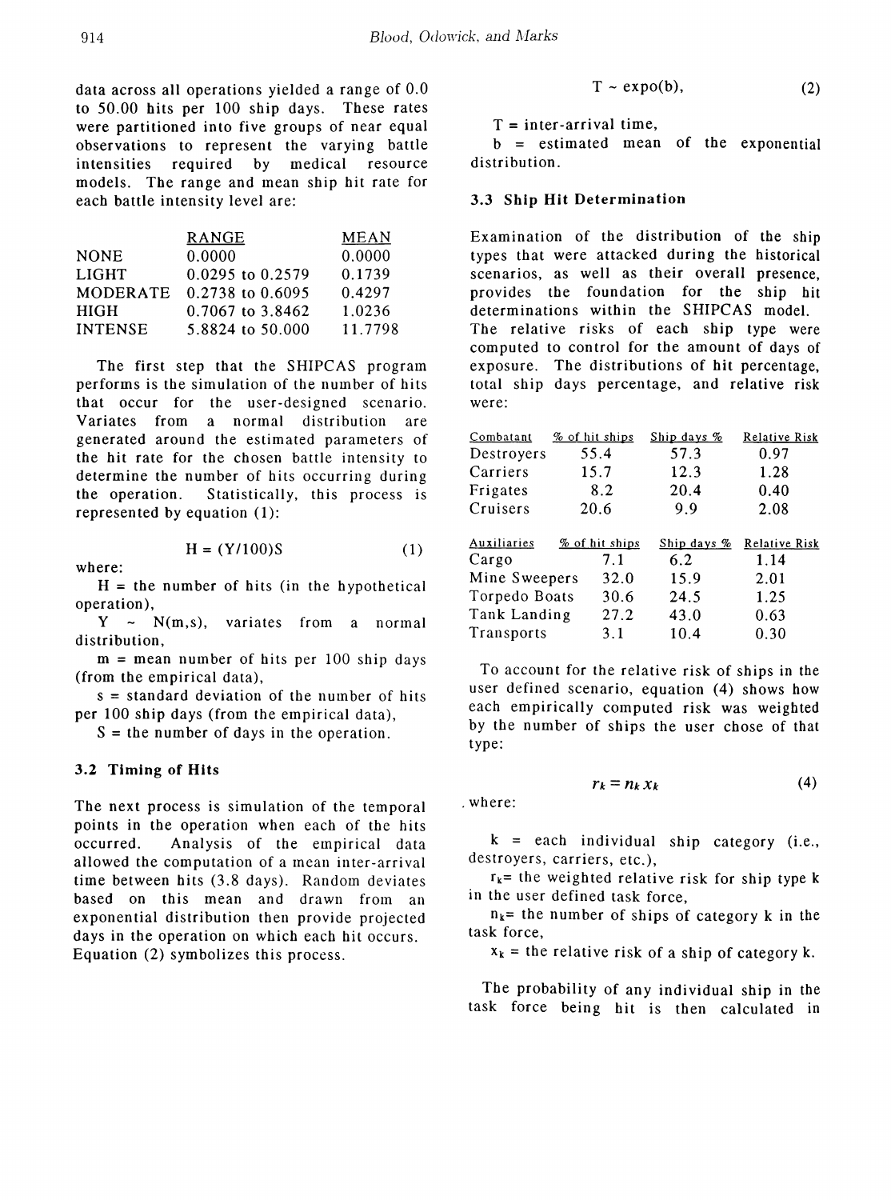data across all operations yielded a range of 0.0 to 50.00 hits per 100 ship days. These rates were partitioned into five groups of near equal observations to represent the varying battle intensities required by medical resource models. The range and mean ship hit rate for each battle intensity level are:

| | RANGE | MEAN |
|---|---|---|
| NONE | 0.0000 | 0.0000 |
| LIGHT | 0.0295 to 0.2579 | 0.1739 |
| MODERATE | 0.2738 to 0.6095 | 0.4297 |
| HIGH | 0.7067 to 3.8462 | 1.0236 |
| INTENSE | 5.8824 to 50.000 | 11.7798 |

The first step that the SHIPCAS program performs is the simulation of the number of hits that occur for the user-designed scenario. Variates from a normal distribution are generated around the estimated parameters of the hit rate for the chosen battle intensity to determine the number of hits occurring during the operation. Statistically, this process is represented by equation (1):

$$H = (Y/100)S \tag{1}$$

where:

$H$ = the number of hits (in the hypothetical operation),

$Y \sim N(m,s)$, variates from a normal distribution,

$m$ = mean number of hits per 100 ship days (from the empirical data),

$s$ = standard deviation of the number of hits per 100 ship days (from the empirical data),

$S$ = the number of days in the operation.

### 3.2 Timing of Hits

The next process is simulation of the temporal points in the operation when each of the hits occurred. Analysis of the empirical data allowed the computation of a mean inter-arrival time between hits (3.8 days). Random deviates based on this mean and drawn from an exponential distribution then provide projected days in the operation on which each hit occurs. Equation (2) symbolizes this process.

$$T \sim \text{expo}(b), \tag{2}$$

$T$ = inter-arrival time,

$b$ = estimated mean of the exponential distribution.

### 3.3 Ship Hit Determination

Examination of the distribution of the ship types that were attacked during the historical scenarios, as well as their overall presence, provides the foundation for the ship hit determinations within the SHIPCAS model. The relative risks of each ship type were computed to control for the amount of days of exposure. The distributions of hit percentage, total ship days percentage, and relative risk were:

| Combatant | % of hit ships | Ship days % | Relative Risk |
|---|---|---|---|
| Destroyers | 55.4 | 57.3 | 0.97 |
| Carriers | 15.7 | 12.3 | 1.28 |
| Frigates | 8.2 | 20.4 | 0.40 |
| Cruisers | 20.6 | 9.9 | 2.08 |

| Auxiliaries | % of hit ships | Ship days % | Relative Risk |
|---|---|---|---|
| Cargo | 7.1 | 6.2 | 1.14 |
| Mine Sweepers | 32.0 | 15.9 | 2.01 |
| Torpedo Boats | 30.6 | 24.5 | 1.25 |
| Tank Landing | 27.2 | 43.0 | 0.63 |
| Transports | 3.1 | 10.4 | 0.30 |

To account for the relative risk of ships in the user defined scenario, equation (4) shows how each empirically computed risk was weighted by the number of ships the user chose of that type:

$$r_k = n_k x_k \tag{4}$$

where:

$k$ = each individual ship category (i.e., destroyers, carriers, etc.),

$r_k$ = the weighted relative risk for ship type k in the user defined task force,

$n_k$ = the number of ships of category k in the task force,

$x_k$ = the relative risk of a ship of category k.

The probability of any individual ship in the task force being hit is then calculated in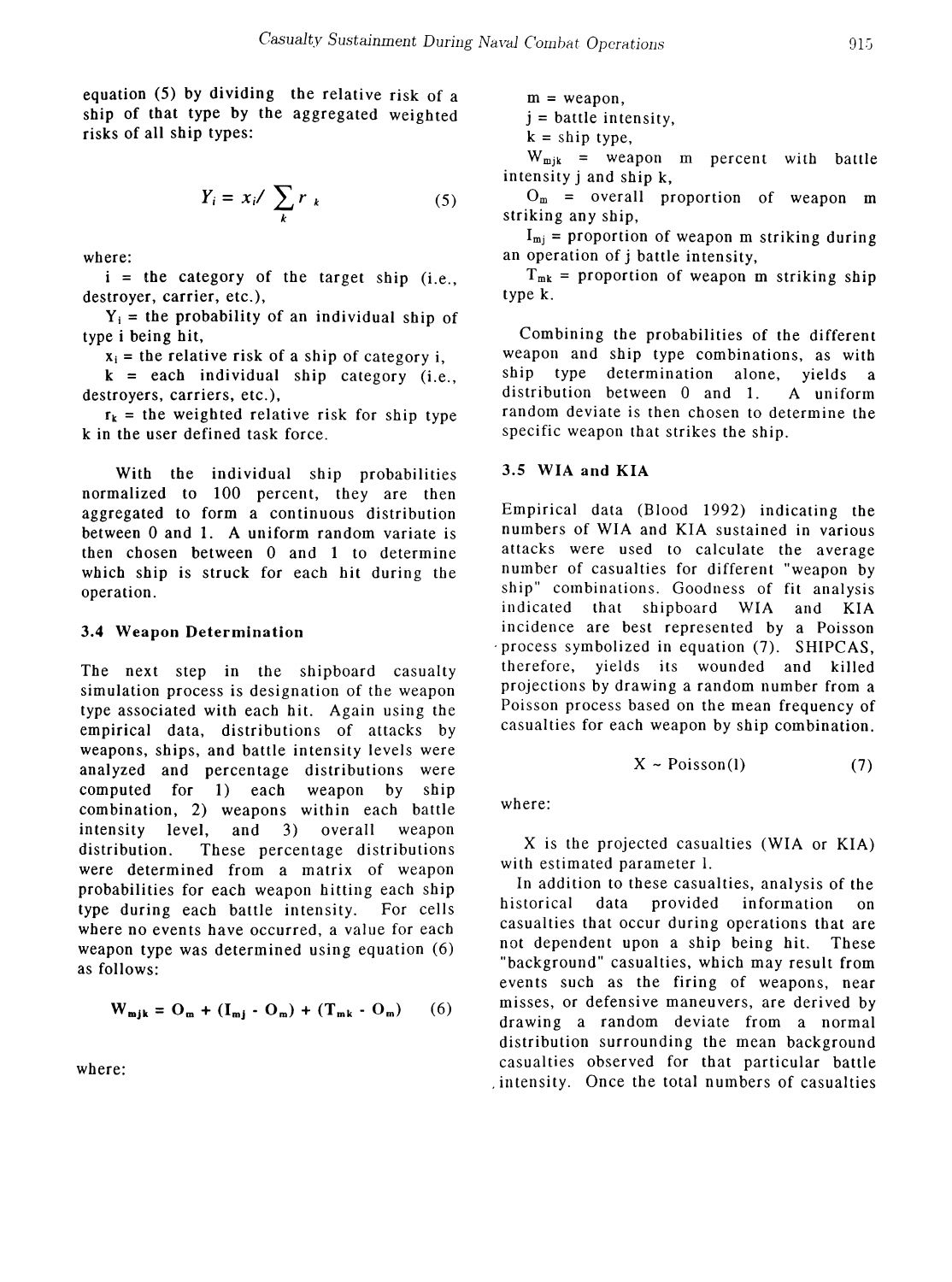equation (5) by dividing the relative risk of a ship of that type by the aggregated weighted risks of all ship types:

$$Y_i = x_i / \sum_k r_k \qquad (5)$$

where:

$i$ = the category of the target ship (i.e., destroyer, carrier, etc.),

$Y_i$ = the probability of an individual ship of type i being hit,

$x_i$ = the relative risk of a ship of category i,

$k$ = each individual ship category (i.e., destroyers, carriers, etc.),

$r_k$ = the weighted relative risk for ship type k in the user defined task force.

With the individual ship probabilities normalized to 100 percent, they are then aggregated to form a continuous distribution between 0 and 1. A uniform random variate is then chosen between 0 and 1 to determine which ship is struck for each hit during the operation.

### 3.4 Weapon Determination

The next step in the shipboard casualty simulation process is designation of the weapon type associated with each hit. Again using the empirical data, distributions of attacks by weapons, ships, and battle intensity levels were analyzed and percentage distributions were computed for 1) each weapon by ship combination, 2) weapons within each battle intensity level, and 3) overall weapon distribution. These percentage distributions were determined from a matrix of weapon probabilities for each weapon hitting each ship type during each battle intensity. For cells where no events have occurred, a value for each weapon type was determined using equation (6) as follows:

$$W_{mjk} = O_m + (I_{mj} - O_m) + (T_{mk} - O_m) \qquad (6)$$

where:

m = weapon,

j = battle intensity,

k = ship type,

$W_{mjk}$ = weapon m percent with battle intensity j and ship k,

$O_m$ = overall proportion of weapon m striking any ship,

$I_{mj}$ = proportion of weapon m striking during an operation of j battle intensity,

$T_{mk}$ = proportion of weapon m striking ship type k.

Combining the probabilities of the different weapon and ship type combinations, as with ship type determination alone, yields a distribution between 0 and 1. A uniform random deviate is then chosen to determine the specific weapon that strikes the ship.

### 3.5 WIA and KIA

Empirical data (Blood 1992) indicating the numbers of WIA and KIA sustained in various attacks were used to calculate the average number of casualties for different "weapon by ship" combinations. Goodness of fit analysis indicated that shipboard WIA and KIA incidence are best represented by a Poisson process symbolized in equation (7). SHIPCAS, therefore, yields its wounded and killed projections by drawing a random number from a Poisson process based on the mean frequency of casualties for each weapon by ship combination.

$$X \sim \text{Poisson}(l) \qquad (7)$$

where:

X is the projected casualties (WIA or KIA) with estimated parameter l.

In addition to these casualties, analysis of the historical data provided information on casualties that occur during operations that are not dependent upon a ship being hit. These "background" casualties, which may result from events such as the firing of weapons, near misses, or defensive maneuvers, are derived by drawing a random deviate from a normal distribution surrounding the mean background casualties observed for that particular battle intensity. Once the total numbers of casualties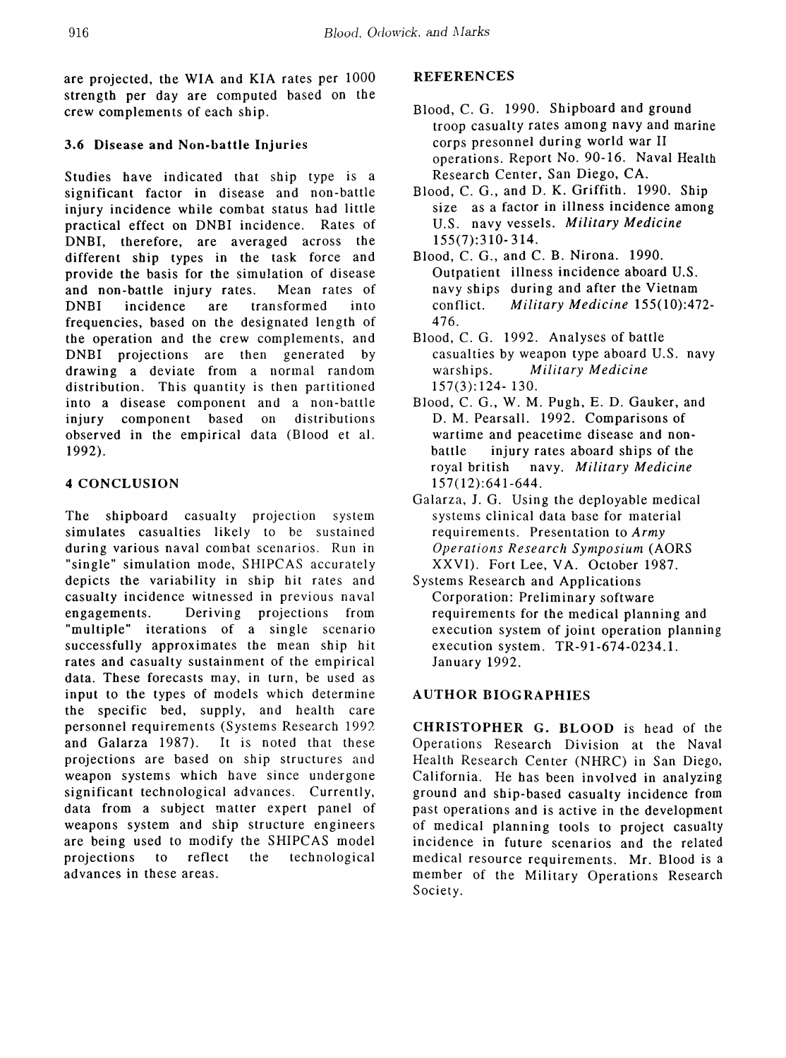are projected, the WIA and KIA rates per 1000 strength per day are computed based on the crew complements of each ship.

### 3.6 Disease and Non-battle Injuries

Studies have indicated that ship type is a significant factor in disease and non-battle injury incidence while combat status had little practical effect on DNBI incidence. Rates of DNBI, therefore, are averaged across the different ship types in the task force and provide the basis for the simulation of disease and non-battle injury rates. Mean rates of DNBI incidence are transformed into frequencies, based on the designated length of the operation and the crew complements, and DNBI projections are then generated by drawing a deviate from a normal random distribution. This quantity is then partitioned into a disease component and a non-battle injury component based on distributions observed in the empirical data (Blood et al. 1992).

## 4 CONCLUSION

The shipboard casualty projection system simulates casualties likely to be sustained during various naval combat scenarios. Run in "single" simulation mode, SHIPCAS accurately depicts the variability in ship hit rates and casualty incidence witnessed in previous naval engagements. Deriving projections from "multiple" iterations of a single scenario successfully approximates the mean ship hit rates and casualty sustainment of the empirical data. These forecasts may, in turn, be used as input to the types of models which determine the specific bed, supply, and health care personnel requirements (Systems Research 1992 and Galarza 1987). It is noted that these projections are based on ship structures and weapon systems which have since undergone significant technological advances. Currently, data from a subject matter expert panel of weapons system and ship structure engineers are being used to modify the SHIPCAS model projections to reflect the technological advances in these areas.

## REFERENCES

Blood, C. G. 1990. Shipboard and ground troop casualty rates among navy and marine corps presonnel during world war II operations. Report No. 90-16. Naval Health Research Center, San Diego, CA.

Blood, C. G., and D. K. Griffith. 1990. Ship size as a factor in illness incidence among U.S. navy vessels. *Military Medicine* 155(7):310-314.

Blood, C. G., and C. B. Nirona. 1990. Outpatient illness incidence aboard U.S. navy ships during and after the Vietnam conflict. *Military Medicine* 155(10):472-476.

Blood, C. G. 1992. Analyses of battle casualties by weapon type aboard U.S. navy warships. *Military Medicine* 157(3):124-130.

Blood, C. G., W. M. Pugh, E. D. Gauker, and D. M. Pearsall. 1992. Comparisons of wartime and peacetime disease and non-battle injury rates aboard ships of the royal british navy. *Military Medicine* 157(12):641-644.

Galarza, J. G. Using the deployable medical systems clinical data base for material requirements. Presentation to *Army Operations Research Symposium* (AORS XXVI). Fort Lee, VA. October 1987.

Systems Research and Applications Corporation: Preliminary software requirements for the medical planning and execution system of joint operation planning execution system. TR-91-674-0234.1. January 1992.

## AUTHOR BIOGRAPHIES

**CHRISTOPHER G. BLOOD** is head of the Operations Research Division at the Naval Health Research Center (NHRC) in San Diego, California. He has been involved in analyzing ground and ship-based casualty incidence from past operations and is active in the development of medical planning tools to project casualty incidence in future scenarios and the related medical resource requirements. Mr. Blood is a member of the Military Operations Research Society.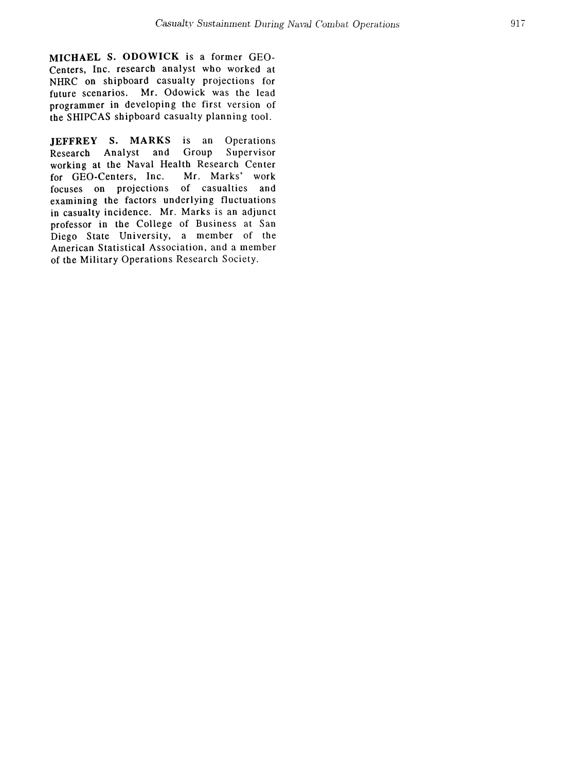**MICHAEL S. ODOWICK** is a former GEO-Centers, Inc. research analyst who worked at NHRC on shipboard casualty projections for future scenarios. Mr. Odowick was the lead programmer in developing the first version of the SHIPCAS shipboard casualty planning tool.

**JEFFREY S. MARKS** is an Operations Research Analyst and Group Supervisor working at the Naval Health Research Center for GEO-Centers, Inc. Mr. Marks' work focuses on projections of casualties and examining the factors underlying fluctuations in casualty incidence. Mr. Marks is an adjunct professor in the College of Business at San Diego State University, a member of the American Statistical Association, and a member of the Military Operations Research Society.